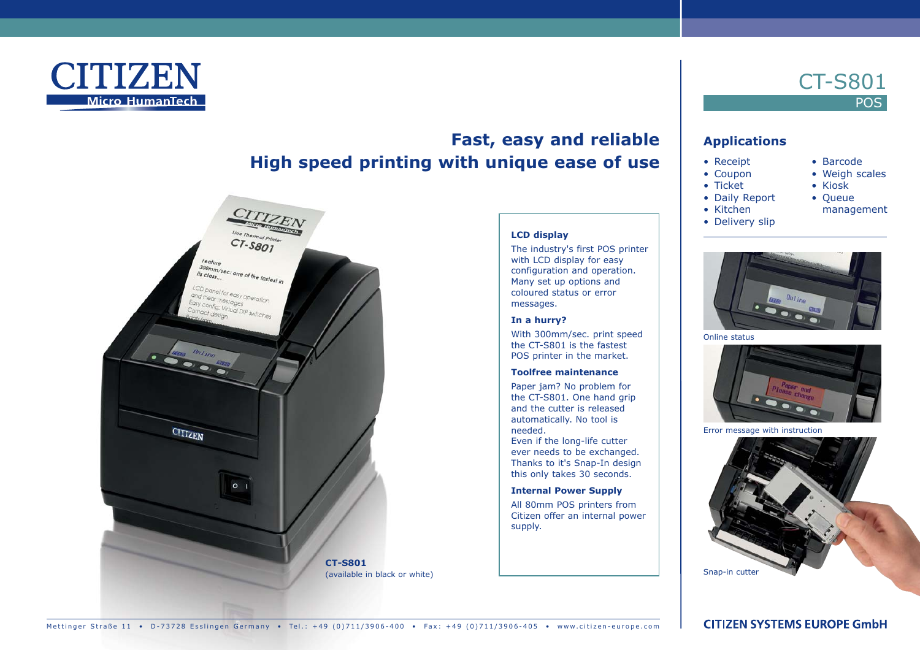CITIZEN
Micro HumanTech

# CT-S801

POS

## Fast, easy and reliable
## High speed printing with unique ease of use

**CT-S801**
(available in black or white)

### LCD display

The industry's first POS printer with LCD display for easy configuration and operation. Many set up options and coloured status or error messages.

### In a hurry?

With 300mm/sec. print speed the CT-S801 is the fastest POS printer in the market.

### Toolfree maintenance

Paper jam? No problem for the CT-S801. One hand grip and the cutter is released automatically. No tool is needed.
Even if the long-life cutter ever needs to be exchanged. Thanks to it's Snap-In design this only takes 30 seconds.

### Internal Power Supply

All 80mm POS printers from Citizen offer an internal power supply.

## Applications

- Receipt
- Coupon
- Ticket
- Daily Report
- Kitchen
- Delivery slip
- Barcode
- Weigh scales
- Kiosk
- Queue management

Online status

Error message with instruction

Snap-in cutter

Mettinger Straße 11 • D-73728 Esslingen Germany • Tel.: +49 (0)711/3906-400 • Fax: +49 (0)711/3906-405 • www.citizen-europe.com

CITIZEN SYSTEMS EUROPE GmbH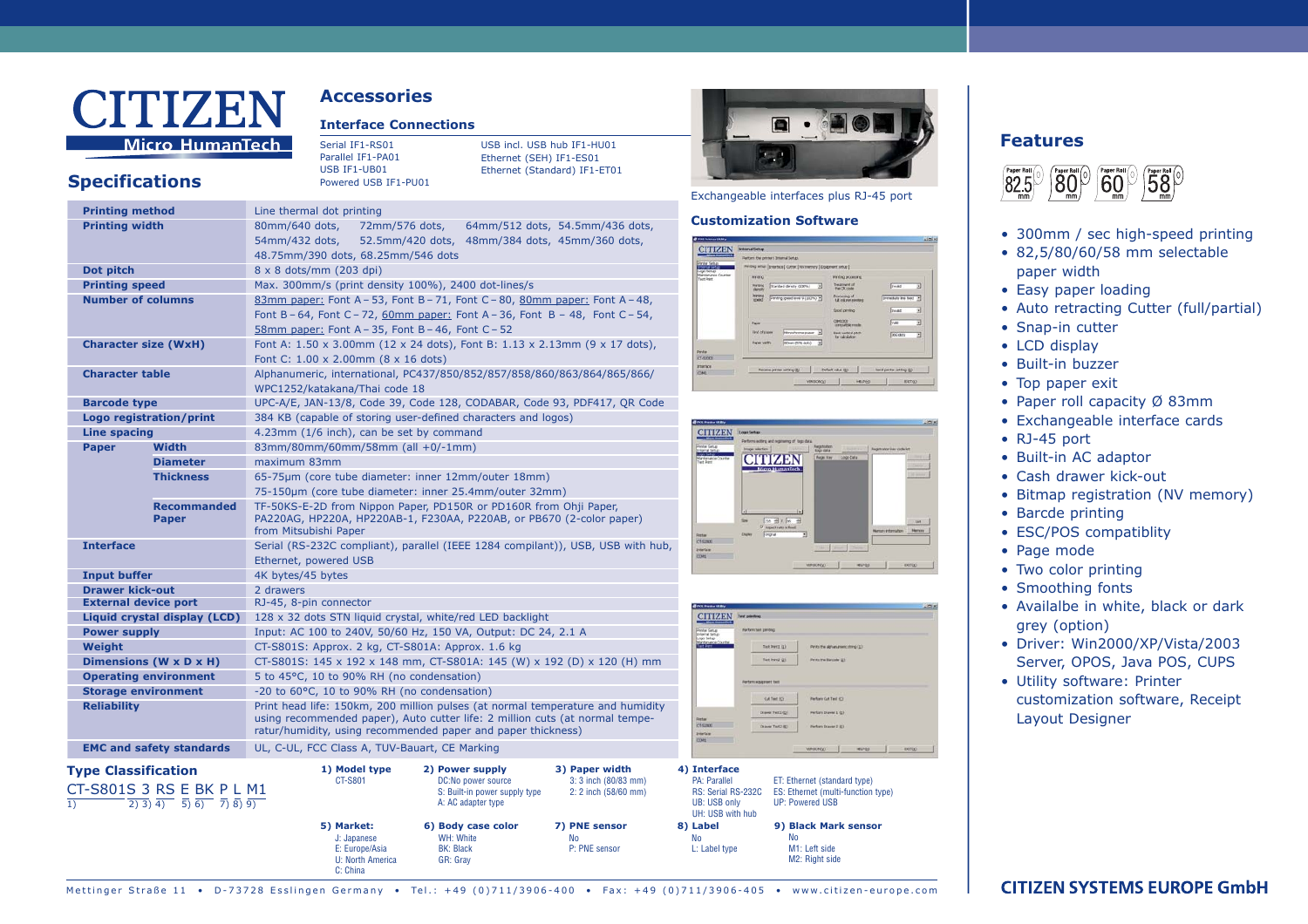# CITIZEN

Micro HumanTech

## Specifications

| | | |
|---|---|---|
| **Printing method** | | Line thermal dot printing |
| **Printing width** | | 80mm/640 dots, 72mm/576 dots, 64mm/512 dots, 54.5mm/436 dots, 54mm/432 dots, 52.5mm/420 dots, 48mm/384 dots, 45mm/360 dots, 48.75mm/390 dots, 68.25mm/546 dots |
| **Dot pitch** | | 8 x 8 dots/mm (203 dpi) |
| **Printing speed** | | Max. 300mm/s (print density 100%), 2400 dot-lines/s |
| **Number of columns** | | 83mm paper: Font A – 53, Font B – 71, Font C – 80, 80mm paper: Font A – 48, Font B – 64, Font C – 72, 60mm paper: Font A – 36, Font B – 48, Font C – 54, 58mm paper: Font A – 35, Font B – 46, Font C – 52 |
| **Character size (WxH)** | | Font A: 1.50 x 3.00mm (12 x 24 dots), Font B: 1.13 x 2.13mm (9 x 17 dots), Font C: 1.00 x 2.00mm (8 x 16 dots) |
| **Character table** | | Alphanumeric, international, PC437/850/852/857/858/860/863/864/865/866/WPC1252/katakana/Thai code 18 |
| **Barcode type** | | UPC-A/E, JAN-13/8, Code 39, Code 128, CODABAR, Code 93, PDF417, QR Code |
| **Logo registration/print** | | 384 KB (capable of storing user-defined characters and logos) |
| **Line spacing** | | 4.23mm (1/6 inch), can be set by command |
| **Paper** | **Width** | 83mm/80mm/60mm/58mm (all +0/-1mm) |
| | **Diameter** | maximum 83mm |
| | **Thickness** | 65-75μm (core tube diameter: inner 12mm/outer 18mm) 75-150μm (core tube diameter: inner 25.4mm/outer 32mm) |
| | **Recommanded Paper** | TF-50KS-E-2D from Nippon Paper, PD150R or PD160R from Ohji Paper, PA220AG, HP220A, HP220AB-1, F230AA, P220AB, or PB670 (2-color paper) from Mitsubishi Paper |
| **Interface** | | Serial (RS-232C compliant), parallel (IEEE 1284 compilant)), USB, USB with hub, Ethernet, powered USB |
| **Input buffer** | | 4K bytes/45 bytes |
| **Drawer kick-out** | | 2 drawers |
| **External device port** | | RJ-45, 8-pin connector |
| **Liquid crystal display (LCD)** | | 128 x 32 dots STN liquid crystal, white/red LED backlight |
| **Power supply** | | Input: AC 100 to 240V, 50/60 Hz, 150 VA, Output: DC 24, 2.1 A |
| **Weight** | | CT-S801S: Approx. 2 kg, CT-S801A: Approx. 1.6 kg |
| **Dimensions (W x D x H)** | | CT-S801S: 145 x 192 x 148 mm, CT-S801A: 145 (W) x 192 (D) x 120 (H) mm |
| **Operating environment** | | 5 to 45°C, 10 to 90% RH (no condensation) |
| **Storage environment** | | -20 to 60°C, 10 to 90% RH (no condensation) |
| **Reliability** | | Print head life: 150km, 200 million pulses (at normal temperature and humidity using recommended paper), Auto cutter life: 2 million cuts (at normal temperatur/humidity, using recommended paper and paper thickness) |
| **EMC and safety standards** | | UL, C-UL, FCC Class A, TUV-Bauart, CE Marking |

## Type Classification

CT-S801S 3 RS E BK P L M1

1) 2) 3) 4) 5) 6) 7) 8) 9)

**1) Model type**
CT-S801

**2) Power supply**
DC:No power source
S: Built-in power supply type
A: AC adapter type

**3) Paper width**
3: 3 inch (80/83 mm)
2: 2 inch (58/60 mm)

**4) Interface**
PA: Parallel
RS: Serial RS-232C
UB: USB only
UH: USB with hub
ET: Ethernet (standard type)
ES: Ethernet (multi-function type)
UP: Powered USB

**5) Market:**
J: Japanese
E: Europe/Asia
U: North America
C: China

**6) Body case color**
WH: White
BK: Black
GR: Gray

**7) PNE sensor**
No
P: PNE sensor

**8) Label**
No
L: Label type

**9) Black Mark sensor**
No
M1: Left side
M2: Right side

## Accessories

### Interface Connections

Serial IF1-RS01
Parallel IF1-PA01
USB IF1-UB01
Powered USB IF1-PU01
USB incl. USB hub IF1-HU01
Ethernet (SEH) IF1-ES01
Ethernet (Standard) IF1-ET01

Exchangeable interfaces plus RJ-45 port

### Customization Software

## Features

Paper Roll 82.5 mm · Paper Roll 80 mm · Paper Roll 60 mm · Paper Roll 58 mm

- 300mm / sec high-speed printing
- 82,5/80/60/58 mm selectable paper width
- Easy paper loading
- Auto retracting Cutter (full/partial)
- Snap-in cutter
- LCD display
- Built-in buzzer
- Top paper exit
- Paper roll capacity Ø 83mm
- Exchangeable interface cards
- RJ-45 port
- Built-in AC adaptor
- Cash drawer kick-out
- Bitmap registration (NV memory)
- Barcde printing
- ESC/POS compatiblity
- Page mode
- Two color printing
- Smoothing fonts
- Availalbe in white, black or dark grey (option)
- Driver: Win2000/XP/Vista/2003 Server, OPOS, Java POS, CUPS
- Utility software: Printer customization software, Receipt Layout Designer

Mettinger Straße 11 • D-73728 Esslingen Germany • Tel.: +49 (0)711/3906-400 • Fax: +49 (0)711/3906-405 • www.citizen-europe.com

**CITIZEN SYSTEMS EUROPE GmbH**